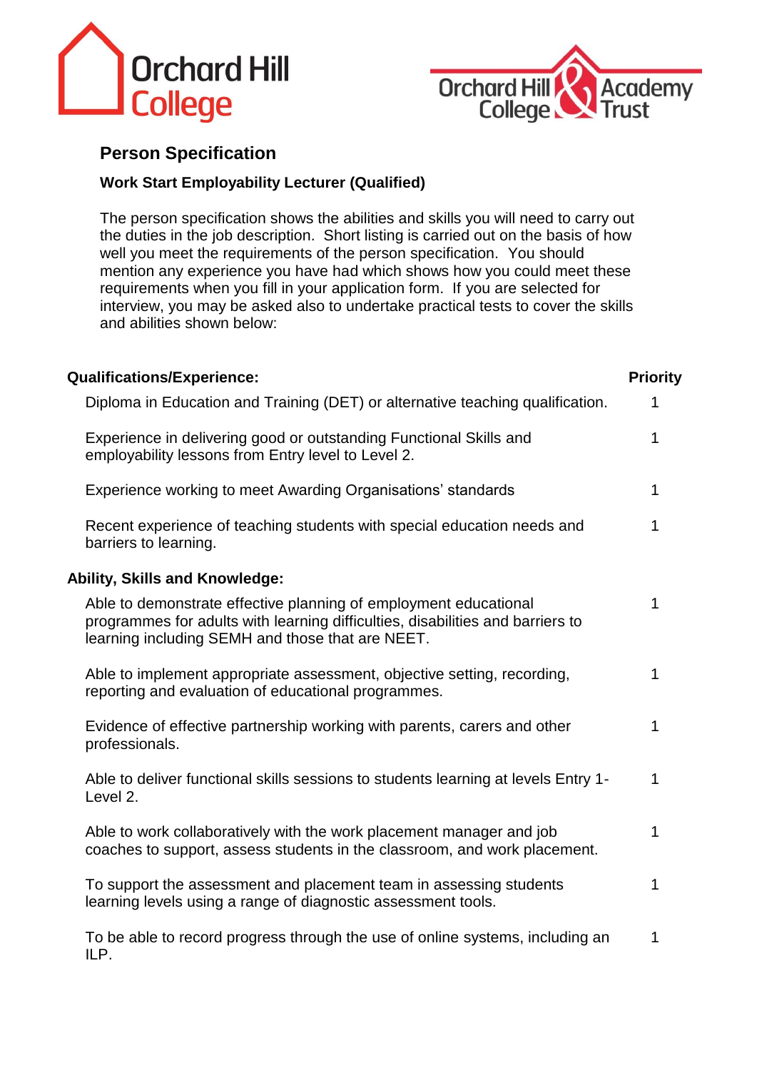Orchard Hill College

Orchard Hill College & Academy Trust

# Person Specification

## Work Start Employability Lecturer (Qualified)

The person specification shows the abilities and skills you will need to carry out the duties in the job description. Short listing is carried out on the basis of how well you meet the requirements of the person specification. You should mention any experience you have had which shows how you could meet these requirements when you fill in your application form. If you are selected for interview, you may be asked also to undertake practical tests to cover the skills and abilities shown below:

| **Qualifications/Experience:** | **Priority** |
| --- | --- |
| Diploma in Education and Training (DET) or alternative teaching qualification. | 1 |
| Experience in delivering good or outstanding Functional Skills and employability lessons from Entry level to Level 2. | 1 |
| Experience working to meet Awarding Organisations' standards | 1 |
| Recent experience of teaching students with special education needs and barriers to learning. | 1 |
| **Ability, Skills and Knowledge:** | |
| Able to demonstrate effective planning of employment educational programmes for adults with learning difficulties, disabilities and barriers to learning including SEMH and those that are NEET. | 1 |
| Able to implement appropriate assessment, objective setting, recording, reporting and evaluation of educational programmes. | 1 |
| Evidence of effective partnership working with parents, carers and other professionals. | 1 |
| Able to deliver functional skills sessions to students learning at levels Entry 1-Level 2. | 1 |
| Able to work collaboratively with the work placement manager and job coaches to support, assess students in the classroom, and work placement. | 1 |
| To support the assessment and placement team in assessing students learning levels using a range of diagnostic assessment tools. | 1 |
| To be able to record progress through the use of online systems, including an ILP. | 1 |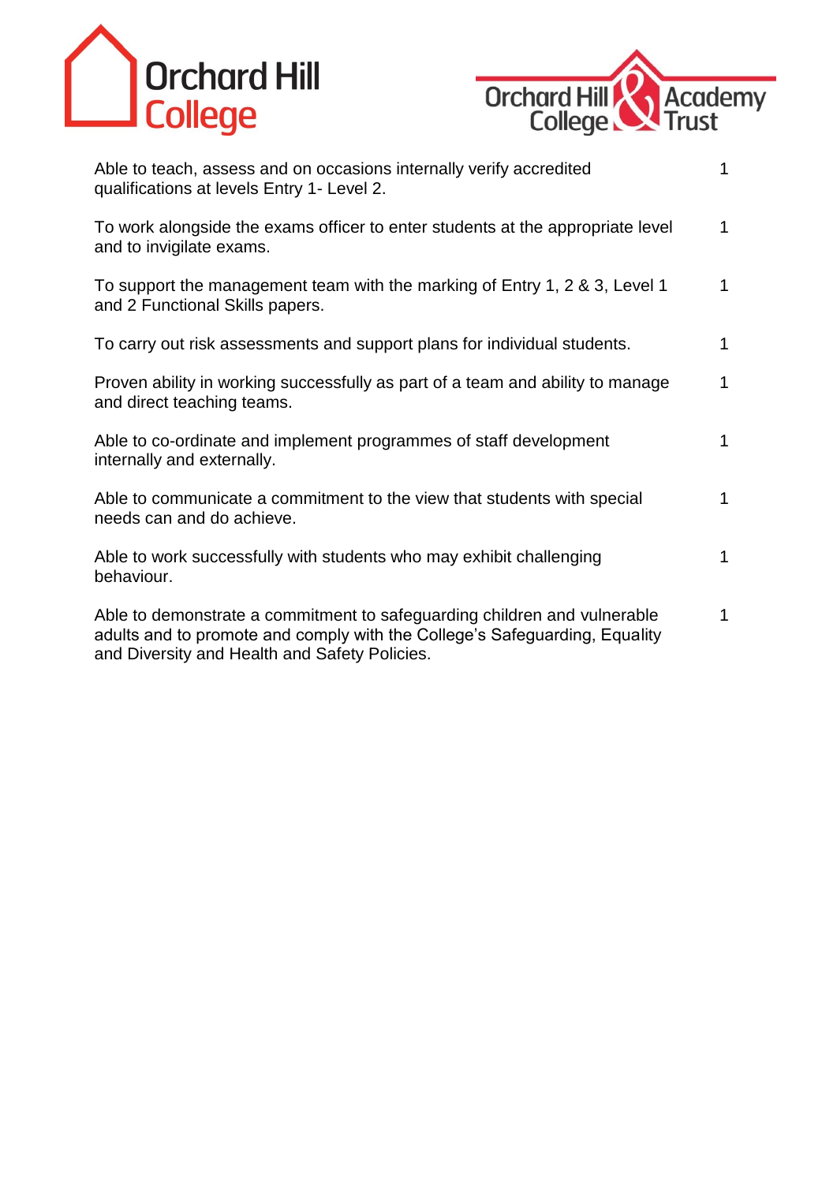| | |
|---|---|
| Able to teach, assess and on occasions internally verify accredited qualifications at levels Entry 1- Level 2. | 1 |
| To work alongside the exams officer to enter students at the appropriate level and to invigilate exams. | 1 |
| To support the management team with the marking of Entry 1, 2 & 3, Level 1 and 2 Functional Skills papers. | 1 |
| To carry out risk assessments and support plans for individual students. | 1 |
| Proven ability in working successfully as part of a team and ability to manage and direct teaching teams. | 1 |
| Able to co-ordinate and implement programmes of staff development internally and externally. | 1 |
| Able to communicate a commitment to the view that students with special needs can and do achieve. | 1 |
| Able to work successfully with students who may exhibit challenging behaviour. | 1 |
| Able to demonstrate a commitment to safeguarding children and vulnerable adults and to promote and comply with the College's Safeguarding, Equality and Diversity and Health and Safety Policies. | 1 |